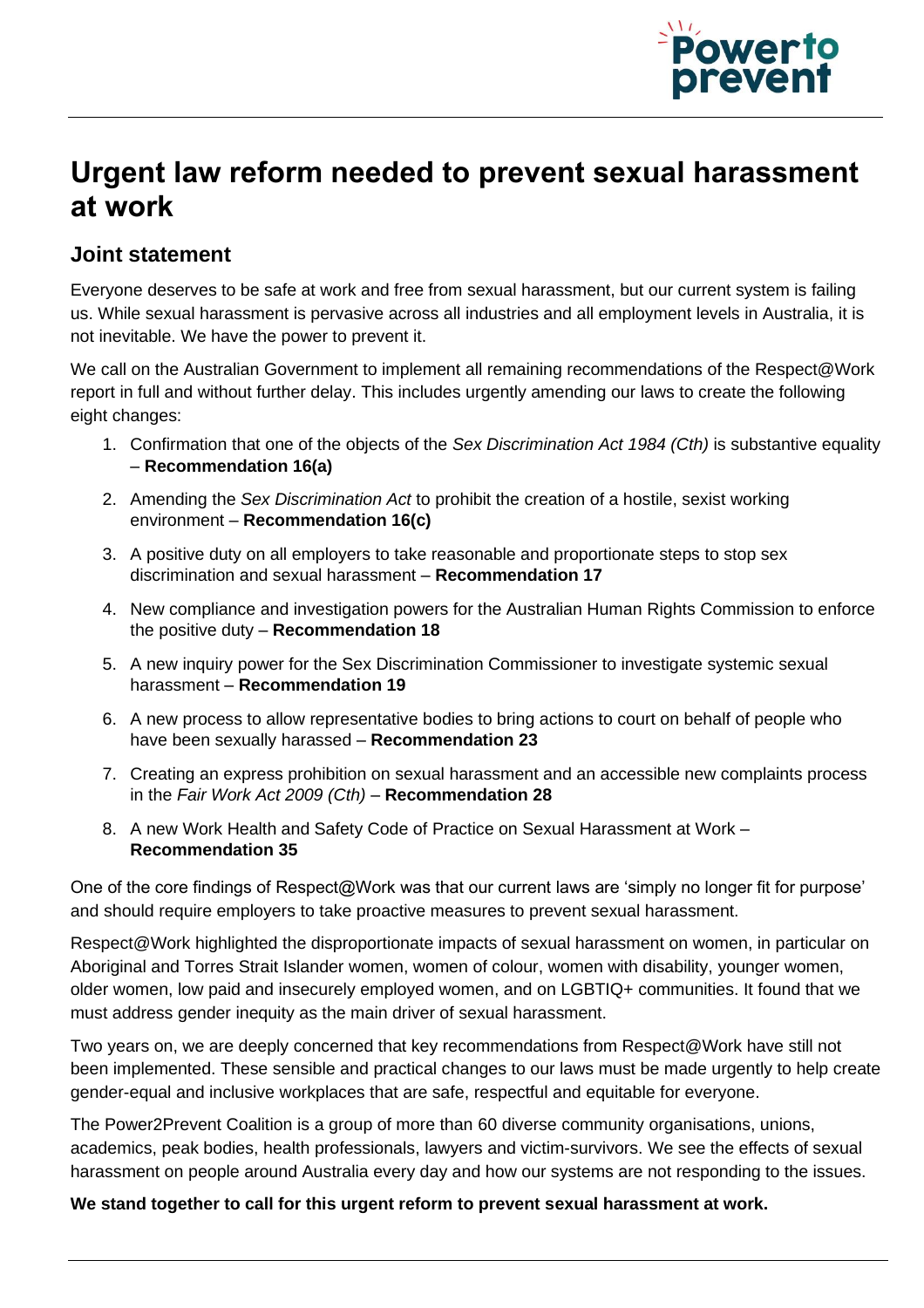# Urgent law reform needed to prevent sexual harassment at work

## Joint statement

Everyone deserves to be safe at work and free from sexual harassment, but our current system is failing us. While sexual harassment is pervasive across all industries and all employment levels in Australia, it is not inevitable. We have the power to prevent it.

We call on the Australian Government to implement all remaining recommendations of the Respect@Work report in full and without further delay. This includes urgently amending our laws to create the following eight changes:

1. Confirmation that one of the objects of the *Sex Discrimination Act 1984 (Cth)* is substantive equality – **Recommendation 16(a)**
2. Amending the *Sex Discrimination Act* to prohibit the creation of a hostile, sexist working environment – **Recommendation 16(c)**
3. A positive duty on all employers to take reasonable and proportionate steps to stop sex discrimination and sexual harassment – **Recommendation 17**
4. New compliance and investigation powers for the Australian Human Rights Commission to enforce the positive duty – **Recommendation 18**
5. A new inquiry power for the Sex Discrimination Commissioner to investigate systemic sexual harassment – **Recommendation 19**
6. A new process to allow representative bodies to bring actions to court on behalf of people who have been sexually harassed – **Recommendation 23**
7. Creating an express prohibition on sexual harassment and an accessible new complaints process in the *Fair Work Act 2009 (Cth)* – **Recommendation 28**
8. A new Work Health and Safety Code of Practice on Sexual Harassment at Work – **Recommendation 35**

One of the core findings of Respect@Work was that our current laws are 'simply no longer fit for purpose' and should require employers to take proactive measures to prevent sexual harassment.

Respect@Work highlighted the disproportionate impacts of sexual harassment on women, in particular on Aboriginal and Torres Strait Islander women, women of colour, women with disability, younger women, older women, low paid and insecurely employed women, and on LGBTIQ+ communities. It found that we must address gender inequity as the main driver of sexual harassment.

Two years on, we are deeply concerned that key recommendations from Respect@Work have still not been implemented. These sensible and practical changes to our laws must be made urgently to help create gender-equal and inclusive workplaces that are safe, respectful and equitable for everyone.

The Power2Prevent Coalition is a group of more than 60 diverse community organisations, unions, academics, peak bodies, health professionals, lawyers and victim-survivors. We see the effects of sexual harassment on people around Australia every day and how our systems are not responding to the issues.

**We stand together to call for this urgent reform to prevent sexual harassment at work.**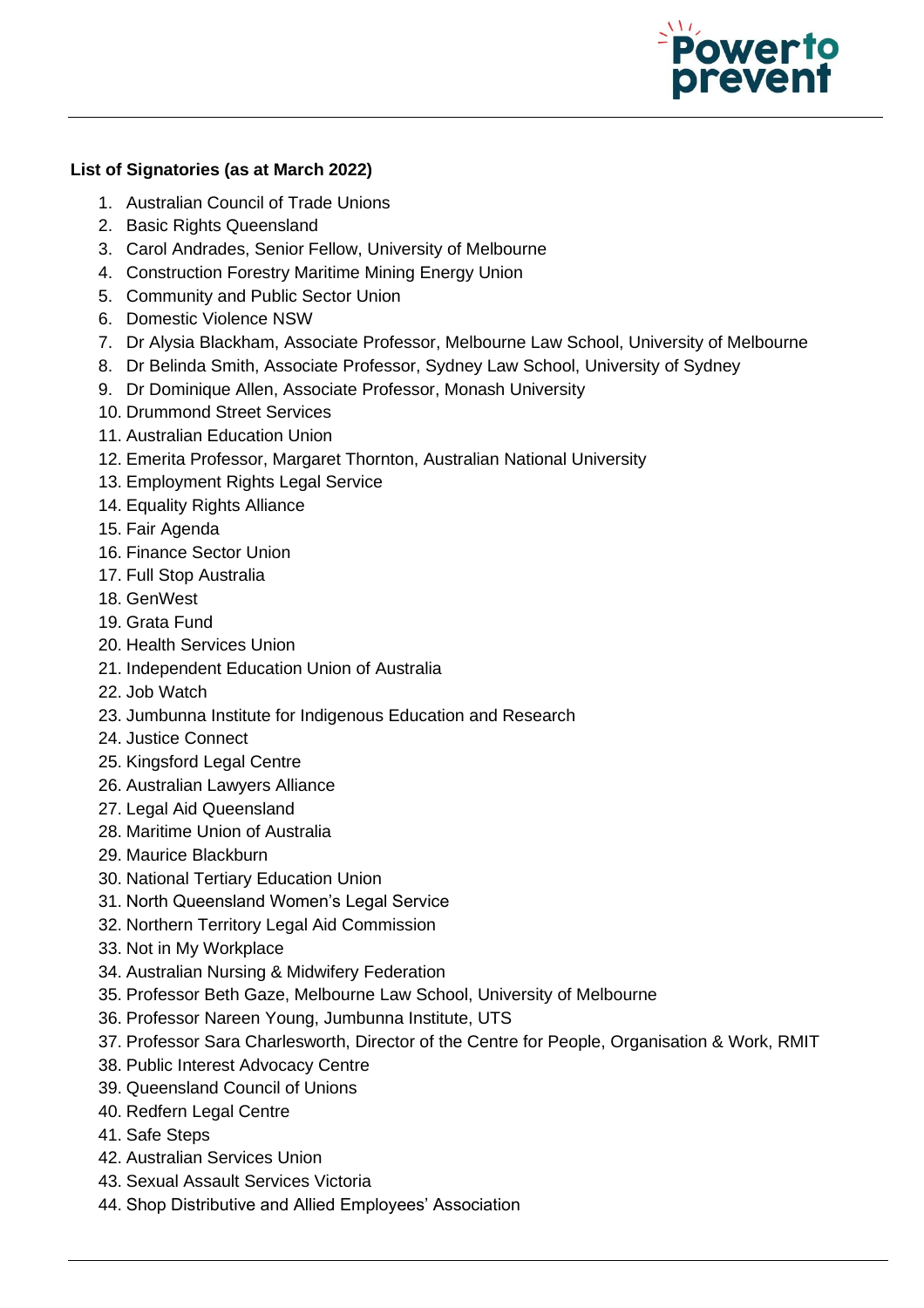**List of Signatories (as at March 2022)**

1. Australian Council of Trade Unions
2. Basic Rights Queensland
3. Carol Andrades, Senior Fellow, University of Melbourne
4. Construction Forestry Maritime Mining Energy Union
5. Community and Public Sector Union
6. Domestic Violence NSW
7. Dr Alysia Blackham, Associate Professor, Melbourne Law School, University of Melbourne
8. Dr Belinda Smith, Associate Professor, Sydney Law School, University of Sydney
9. Dr Dominique Allen, Associate Professor, Monash University
10. Drummond Street Services
11. Australian Education Union
12. Emerita Professor, Margaret Thornton, Australian National University
13. Employment Rights Legal Service
14. Equality Rights Alliance
15. Fair Agenda
16. Finance Sector Union
17. Full Stop Australia
18. GenWest
19. Grata Fund
20. Health Services Union
21. Independent Education Union of Australia
22. Job Watch
23. Jumbunna Institute for Indigenous Education and Research
24. Justice Connect
25. Kingsford Legal Centre
26. Australian Lawyers Alliance
27. Legal Aid Queensland
28. Maritime Union of Australia
29. Maurice Blackburn
30. National Tertiary Education Union
31. North Queensland Women's Legal Service
32. Northern Territory Legal Aid Commission
33. Not in My Workplace
34. Australian Nursing & Midwifery Federation
35. Professor Beth Gaze, Melbourne Law School, University of Melbourne
36. Professor Nareen Young, Jumbunna Institute, UTS
37. Professor Sara Charlesworth, Director of the Centre for People, Organisation & Work, RMIT
38. Public Interest Advocacy Centre
39. Queensland Council of Unions
40. Redfern Legal Centre
41. Safe Steps
42. Australian Services Union
43. Sexual Assault Services Victoria
44. Shop Distributive and Allied Employees' Association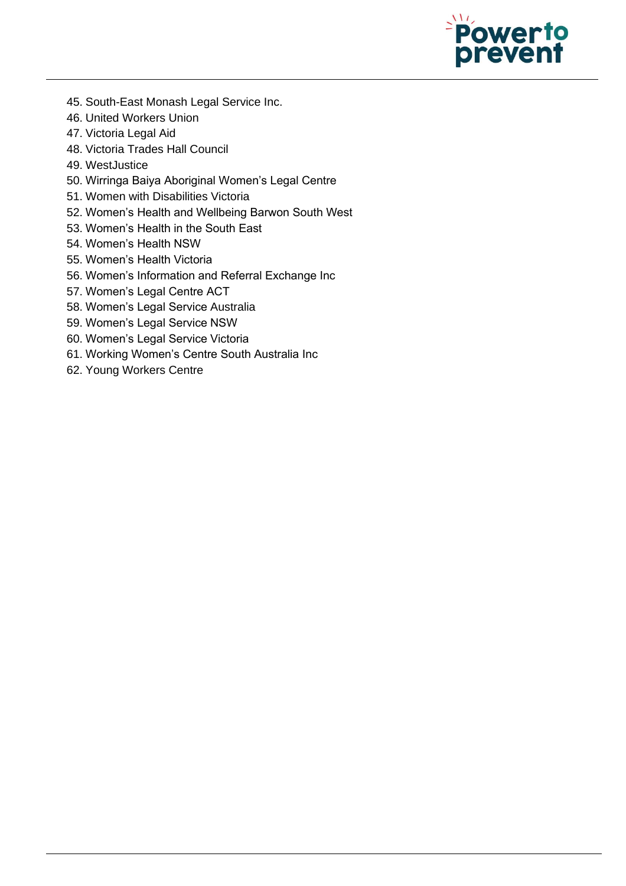45. South-East Monash Legal Service Inc.
46. United Workers Union
47. Victoria Legal Aid
48. Victoria Trades Hall Council
49. WestJustice
50. Wirringa Baiya Aboriginal Women's Legal Centre
51. Women with Disabilities Victoria
52. Women's Health and Wellbeing Barwon South West
53. Women's Health in the South East
54. Women's Health NSW
55. Women's Health Victoria
56. Women's Information and Referral Exchange Inc
57. Women's Legal Centre ACT
58. Women's Legal Service Australia
59. Women's Legal Service NSW
60. Women's Legal Service Victoria
61. Working Women's Centre South Australia Inc
62. Young Workers Centre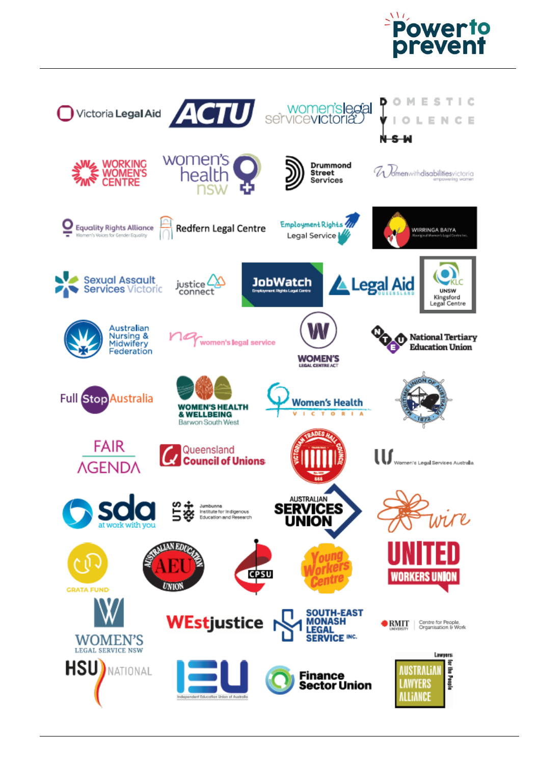Victoria Legal Aid

ACTU

women's legal service victoria

DOMESTIC VIOLENCE NSW

WORKING WOMEN'S CENTRE

women's health nsw

Drummond Street Services

Women with disabilities victoria

Equality Rights Alliance
Women's Voices for Gender Equality

Redfern Legal Centre

Employment Rights Legal Service

WIRRINGA BAIYA
Aboriginal Women's Legal Centre Inc.

Sexual Assault Services Victoria

justice connect

JobWatch
Employment Rights Legal Centre

Legal Aid QUEENSLAND

KLC
UNSW Kingsford Legal Centre

Australian Nursing & Midwifery Federation

nq women's legal service

WOMEN'S LEGAL CENTRE ACT

National Tertiary Education Union

Full Stop Australia

WOMEN'S HEALTH & WELLBEING
Barwon South West

Women's Health VICTORIA

MARITIME UNION OF AUSTRALIA 1872

FAIR AGENDA

Queensland Council of Unions

VICTORIAN TRADES HALL COUNCIL

Women's Legal Services Australia

sda at work with you

UTS Jumbunna Institute for Indigenous Education and Research

AUSTRALIAN SERVICES UNION

wire

GRATA FUND

AUSTRALIAN EDUCATION UNION AEU

CPSU

Young Workers Centre

UNITED WORKERS UNION

WOMEN'S LEGAL SERVICE NSW

WEstjustice

SOUTH-EAST MONASH LEGAL SERVICE INC.

RMIT UNIVERSITY Centre for People, Organisation & Work

HSU NATIONAL

IEU Independent Education Union of Australia

Finance Sector Union

AUSTRALIAN LAWYERS ALLIANCE
Lawyers for the People